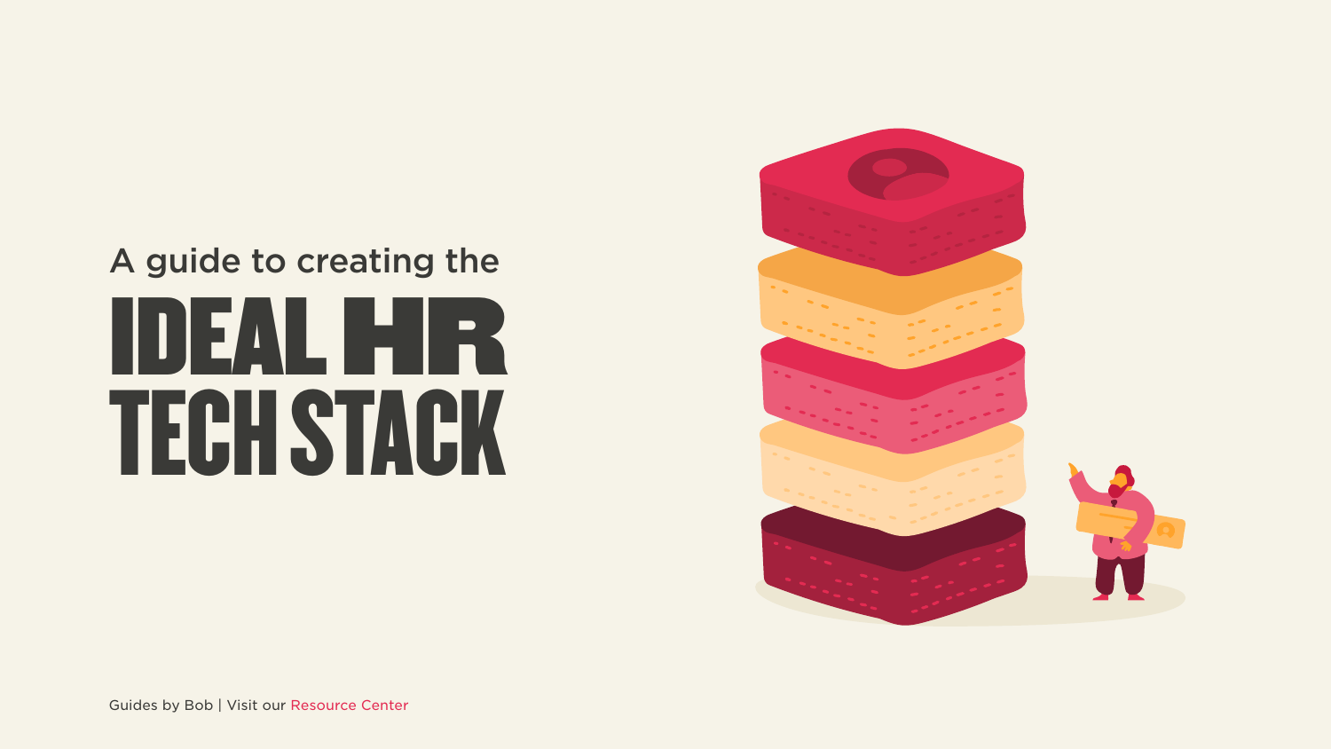A guide to creating the

# IDEAL HR TECH STACK

Guides by Bob | Visit our Resource Center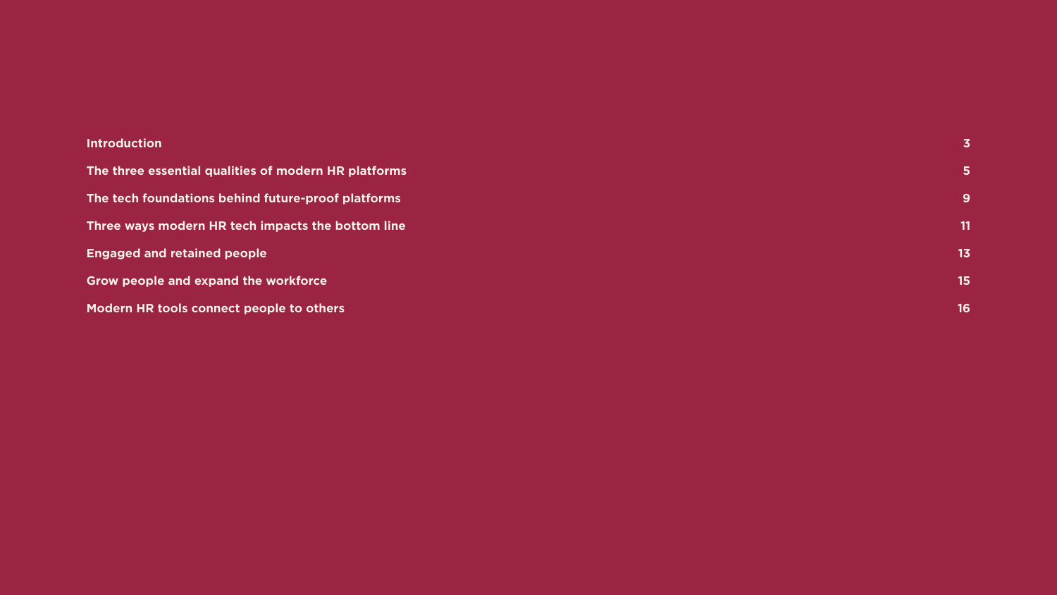| | |
|---|---|
| Introduction | 3 |
| The three essential qualities of modern HR platforms | 5 |
| The tech foundations behind future-proof platforms | 9 |
| Three ways modern HR tech impacts the bottom line | 11 |
| Engaged and retained people | 13 |
| Grow people and expand the workforce | 15 |
| Modern HR tools connect people to others | 16 |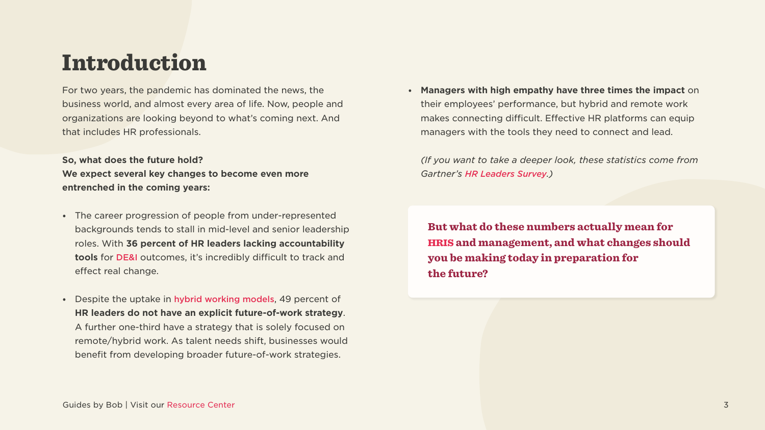# Introduction

For two years, the pandemic has dominated the news, the business world, and almost every area of life. Now, people and organizations are looking beyond to what's coming next. And that includes HR professionals.

**So, what does the future hold?**
**We expect several key changes to become even more entrenched in the coming years:**

- The career progression of people from under-represented backgrounds tends to stall in mid-level and senior leadership roles. With **36 percent of HR leaders lacking accountability tools** for DE&I outcomes, it's incredibly difficult to track and effect real change.

- Despite the uptake in hybrid working models, 49 percent of **HR leaders do not have an explicit future-of-work strategy**. A further one-third have a strategy that is solely focused on remote/hybrid work. As talent needs shift, businesses would benefit from developing broader future-of-work strategies.

- **Managers with high empathy have three times the impact** on their employees' performance, but hybrid and remote work makes connecting difficult. Effective HR platforms can equip managers with the tools they need to connect and lead.

*(If you want to take a deeper look, these statistics come from Gartner's HR Leaders Survey.)*

**But what do these numbers actually mean for HRIS and management, and what changes should you be making today in preparation for the future?**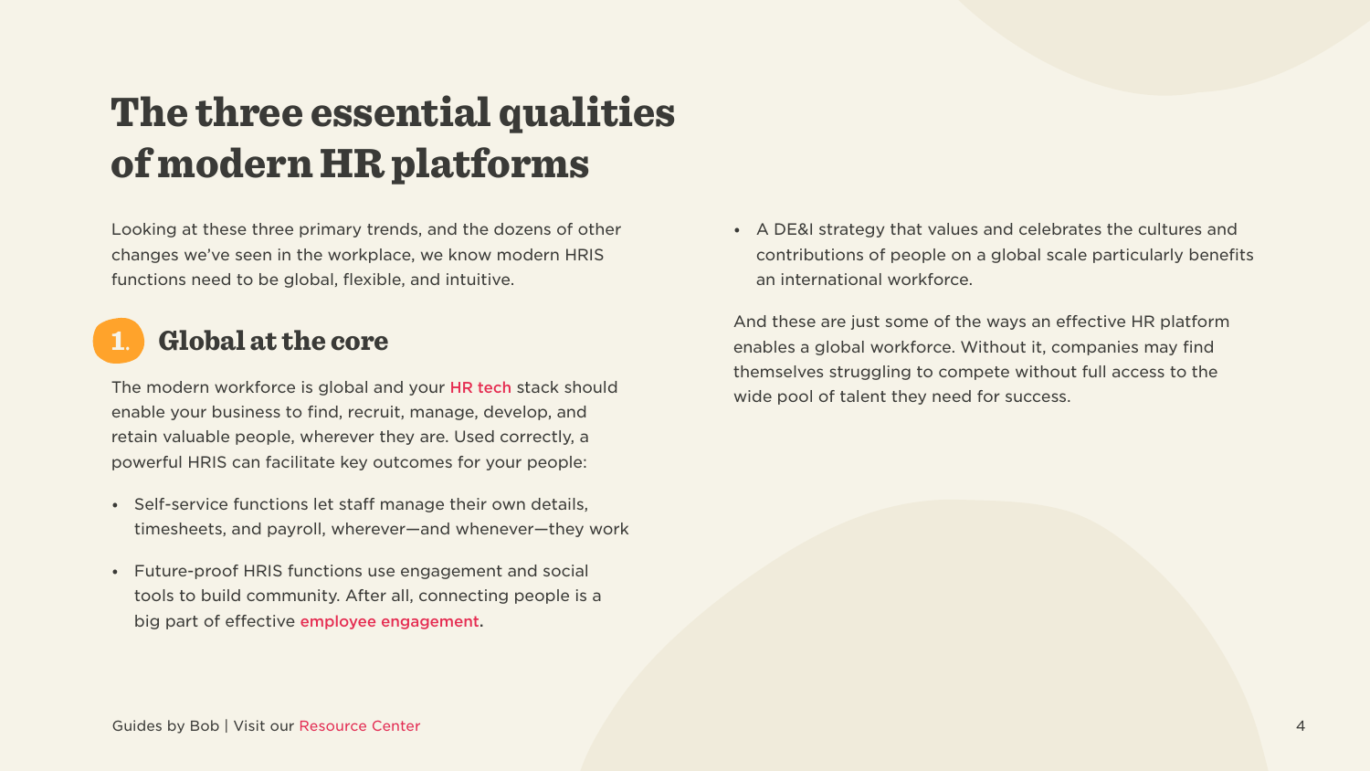# The three essential qualities of modern HR platforms

Looking at these three primary trends, and the dozens of other changes we've seen in the workplace, we know modern HRIS functions need to be global, flexible, and intuitive.

## 1. Global at the core

The modern workforce is global and your HR tech stack should enable your business to find, recruit, manage, develop, and retain valuable people, wherever they are. Used correctly, a powerful HRIS can facilitate key outcomes for your people:

- Self-service functions let staff manage their own details, timesheets, and payroll, wherever—and whenever—they work
- Future-proof HRIS functions use engagement and social tools to build community. After all, connecting people is a big part of effective employee engagement.
- A DE&I strategy that values and celebrates the cultures and contributions of people on a global scale particularly benefits an international workforce.

And these are just some of the ways an effective HR platform enables a global workforce. Without it, companies may find themselves struggling to compete without full access to the wide pool of talent they need for success.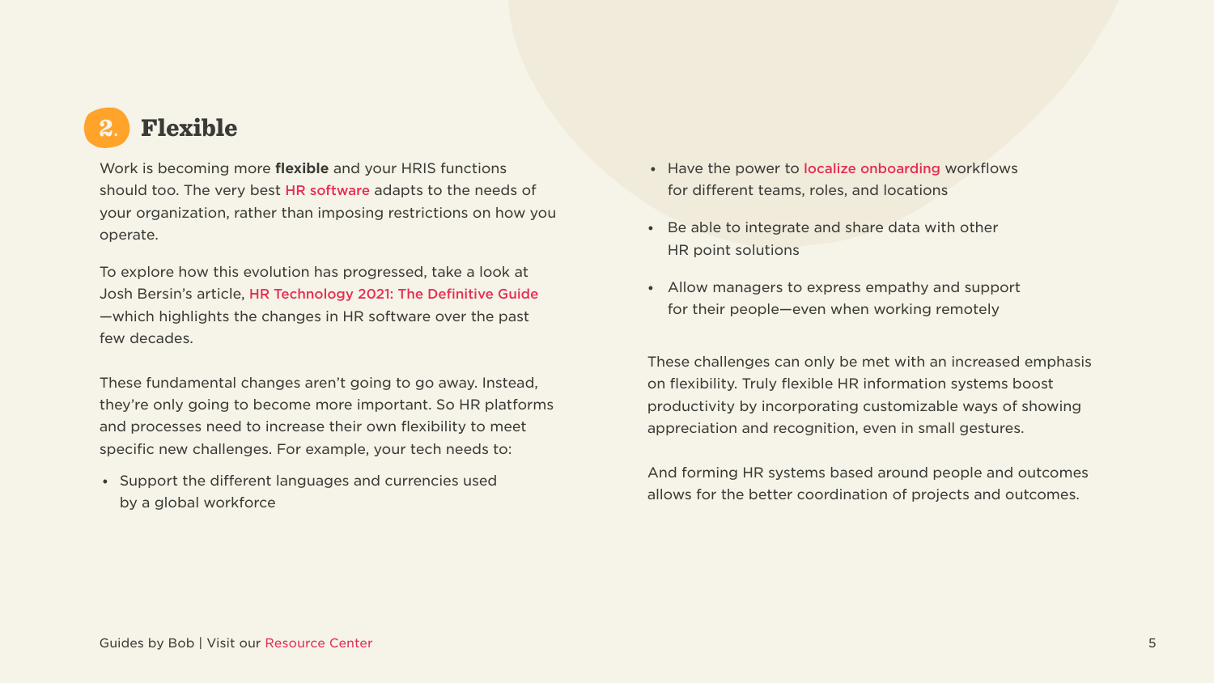## 2. Flexible

Work is becoming more **flexible** and your HRIS functions should too. The very best HR software adapts to the needs of your organization, rather than imposing restrictions on how you operate.

To explore how this evolution has progressed, take a look at Josh Bersin's article, HR Technology 2021: The Definitive Guide—which highlights the changes in HR software over the past few decades.

These fundamental changes aren't going to go away. Instead, they're only going to become more important. So HR platforms and processes need to increase their own flexibility to meet specific new challenges. For example, your tech needs to:

- Support the different languages and currencies used by a global workforce
- Have the power to localize onboarding workflows for different teams, roles, and locations
- Be able to integrate and share data with other HR point solutions
- Allow managers to express empathy and support for their people—even when working remotely

These challenges can only be met with an increased emphasis on flexibility. Truly flexible HR information systems boost productivity by incorporating customizable ways of showing appreciation and recognition, even in small gestures.

And forming HR systems based around people and outcomes allows for the better coordination of projects and outcomes.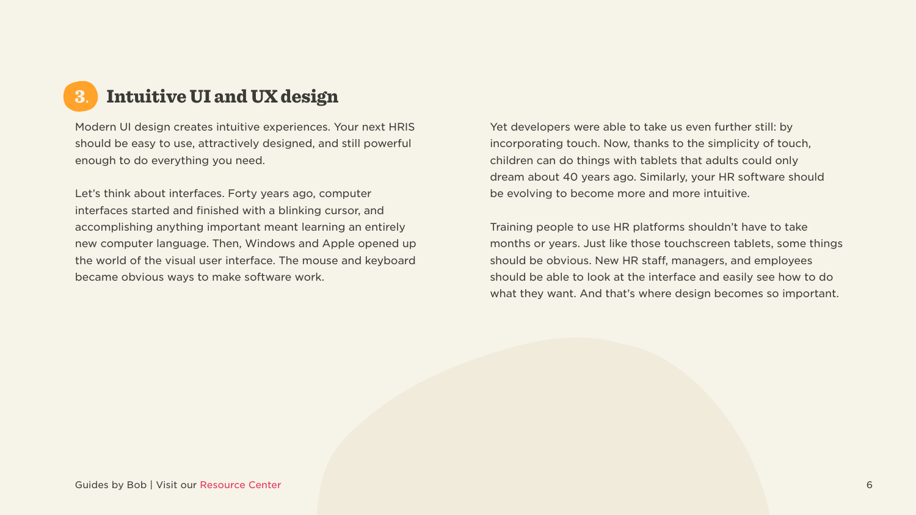## 3. Intuitive UI and UX design

Modern UI design creates intuitive experiences. Your next HRIS should be easy to use, attractively designed, and still powerful enough to do everything you need.

Let's think about interfaces. Forty years ago, computer interfaces started and finished with a blinking cursor, and accomplishing anything important meant learning an entirely new computer language. Then, Windows and Apple opened up the world of the visual user interface. The mouse and keyboard became obvious ways to make software work.

Yet developers were able to take us even further still: by incorporating touch. Now, thanks to the simplicity of touch, children can do things with tablets that adults could only dream about 40 years ago. Similarly, your HR software should be evolving to become more and more intuitive.

Training people to use HR platforms shouldn't have to take months or years. Just like those touchscreen tablets, some things should be obvious. New HR staff, managers, and employees should be able to look at the interface and easily see how to do what they want. And that's where design becomes so important.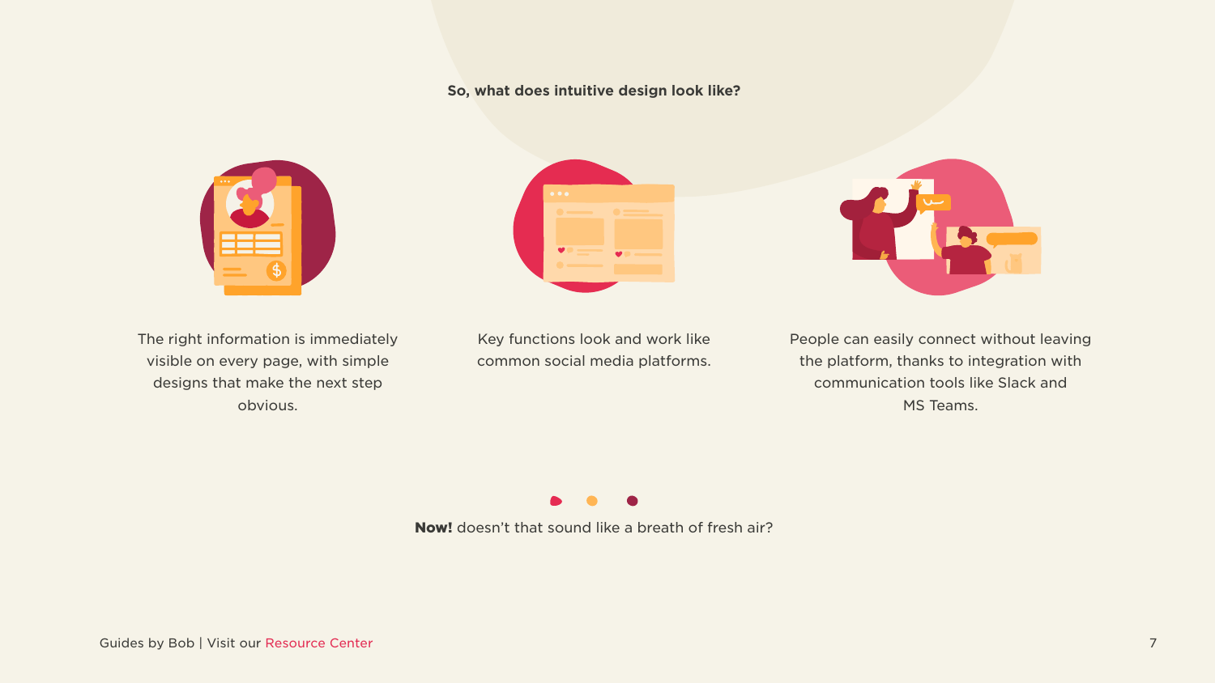**So, what does intuitive design look like?**

The right information is immediately visible on every page, with simple designs that make the next step obvious.

Key functions look and work like common social media platforms.

People can easily connect without leaving the platform, thanks to integration with communication tools like Slack and MS Teams.

**Now!** doesn't that sound like a breath of fresh air?

Guides by Bob | Visit our Resource Center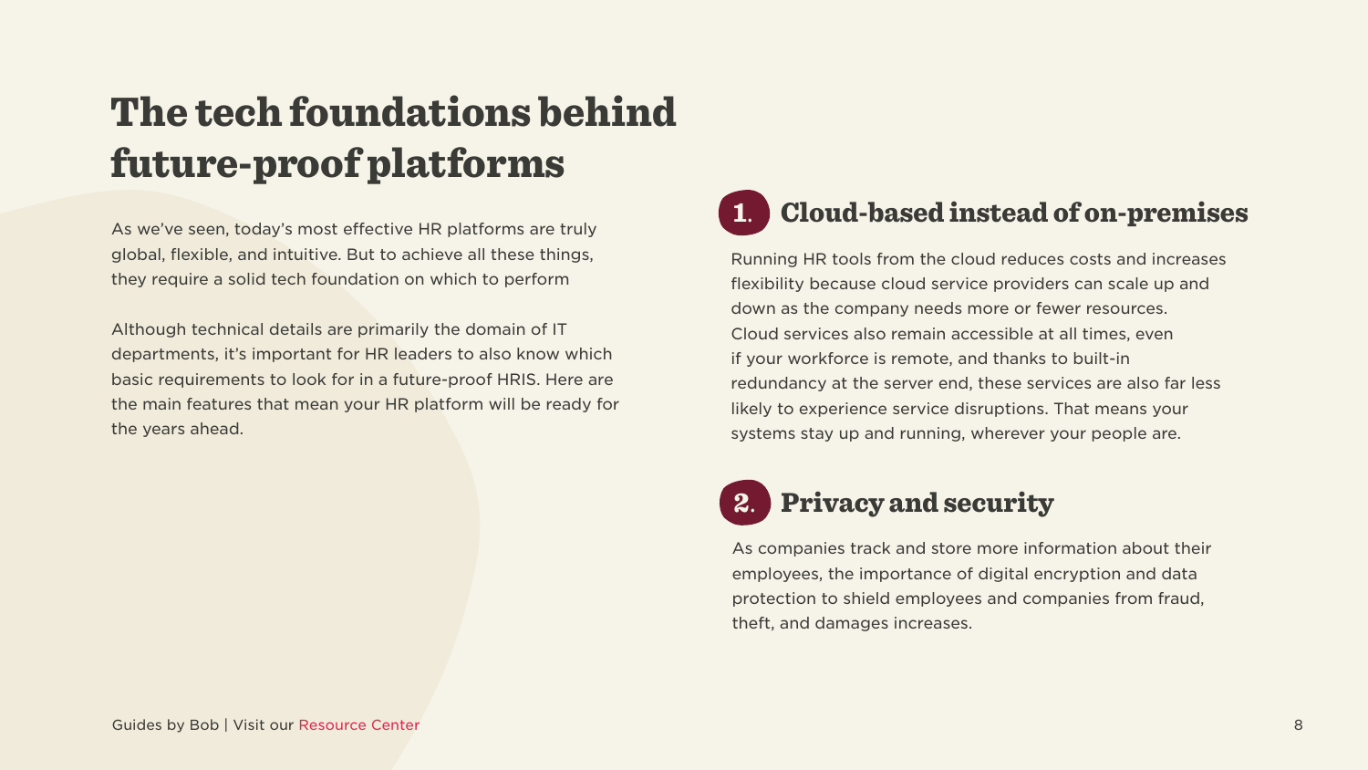# The tech foundations behind future-proof platforms

As we've seen, today's most effective HR platforms are truly global, flexible, and intuitive. But to achieve all these things, they require a solid tech foundation on which to perform

Although technical details are primarily the domain of IT departments, it's important for HR leaders to also know which basic requirements to look for in a future-proof HRIS. Here are the main features that mean your HR platform will be ready for the years ahead.

## 1. Cloud-based instead of on-premises

Running HR tools from the cloud reduces costs and increases flexibility because cloud service providers can scale up and down as the company needs more or fewer resources. Cloud services also remain accessible at all times, even if your workforce is remote, and thanks to built-in redundancy at the server end, these services are also far less likely to experience service disruptions. That means your systems stay up and running, wherever your people are.

## 2. Privacy and security

As companies track and store more information about their employees, the importance of digital encryption and data protection to shield employees and companies from fraud, theft, and damages increases.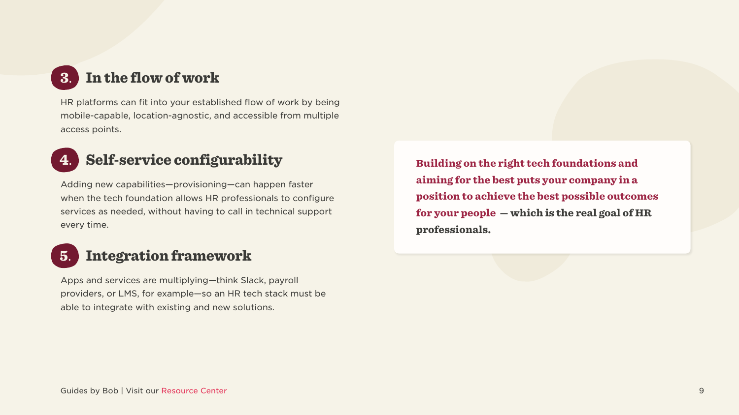## 3. In the flow of work

HR platforms can fit into your established flow of work by being mobile-capable, location-agnostic, and accessible from multiple access points.

## 4. Self-service configurability

Adding new capabilities—provisioning—can happen faster when the tech foundation allows HR professionals to configure services as needed, without having to call in technical support every time.

## 5. Integration framework

Apps and services are multiplying—think Slack, payroll providers, or LMS, for example—so an HR tech stack must be able to integrate with existing and new solutions.

**Building on the right tech foundations and aiming for the best puts your company in a position to achieve the best possible outcomes for your people — which is the real goal of HR professionals.**

Guides by Bob | Visit our Resource Center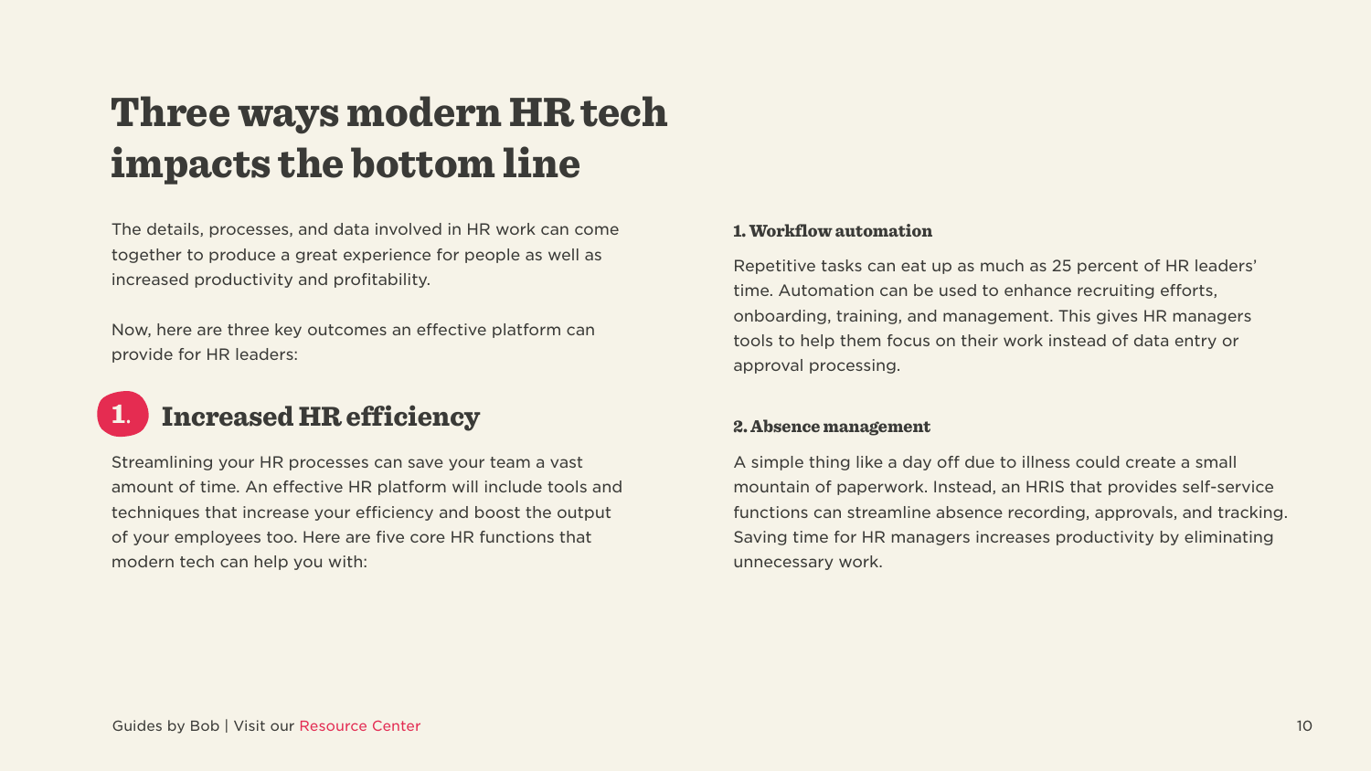# Three ways modern HR tech impacts the bottom line

The details, processes, and data involved in HR work can come together to produce a great experience for people as well as increased productivity and profitability.

Now, here are three key outcomes an effective platform can provide for HR leaders:

## 1. Increased HR efficiency

Streamlining your HR processes can save your team a vast amount of time. An effective HR platform will include tools and techniques that increase your efficiency and boost the output of your employees too. Here are five core HR functions that modern tech can help you with:

### 1. Workflow automation

Repetitive tasks can eat up as much as 25 percent of HR leaders' time. Automation can be used to enhance recruiting efforts, onboarding, training, and management. This gives HR managers tools to help them focus on their work instead of data entry or approval processing.

### 2. Absence management

A simple thing like a day off due to illness could create a small mountain of paperwork. Instead, an HRIS that provides self-service functions can streamline absence recording, approvals, and tracking. Saving time for HR managers increases productivity by eliminating unnecessary work.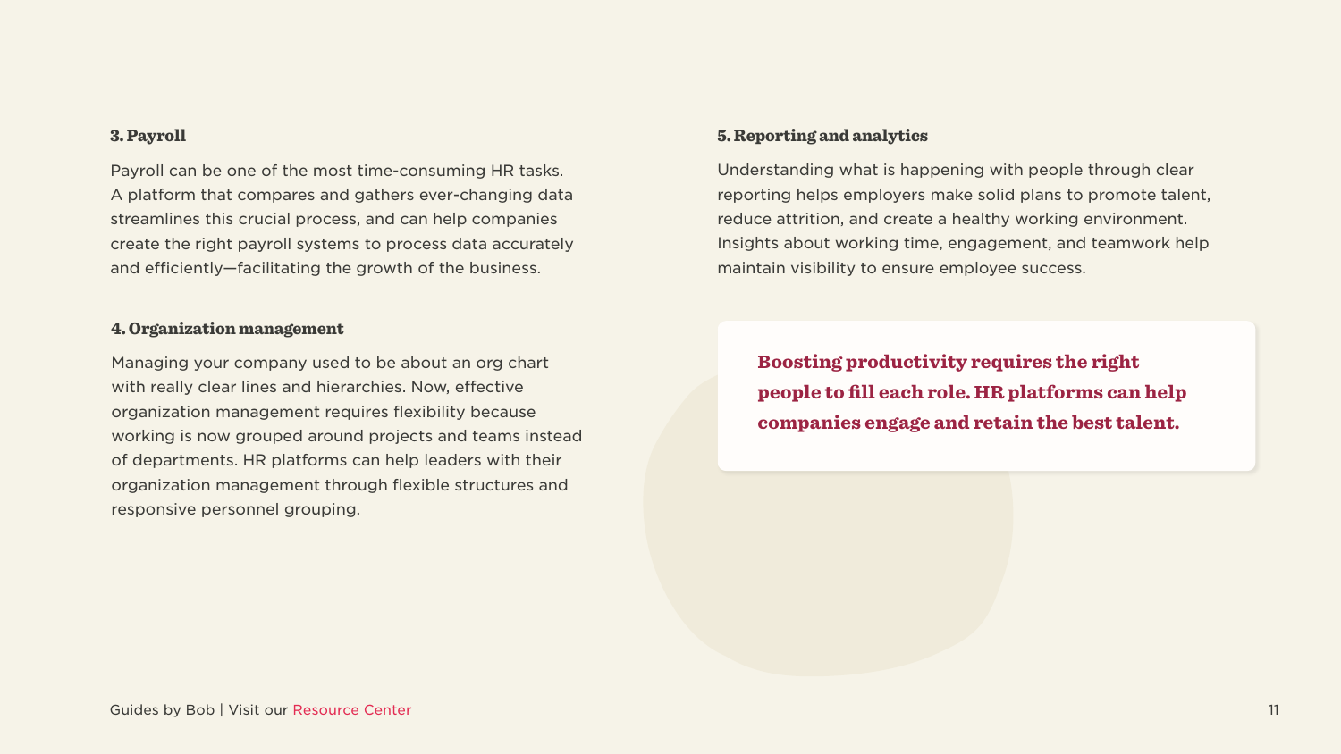### 3. Payroll

Payroll can be one of the most time-consuming HR tasks. A platform that compares and gathers ever-changing data streamlines this crucial process, and can help companies create the right payroll systems to process data accurately and efficiently—facilitating the growth of the business.

### 4. Organization management

Managing your company used to be about an org chart with really clear lines and hierarchies. Now, effective organization management requires flexibility because working is now grouped around projects and teams instead of departments. HR platforms can help leaders with their organization management through flexible structures and responsive personnel grouping.

### 5. Reporting and analytics

Understanding what is happening with people through clear reporting helps employers make solid plans to promote talent, reduce attrition, and create a healthy working environment. Insights about working time, engagement, and teamwork help maintain visibility to ensure employee success.

**Boosting productivity requires the right people to fill each role. HR platforms can help companies engage and retain the best talent.**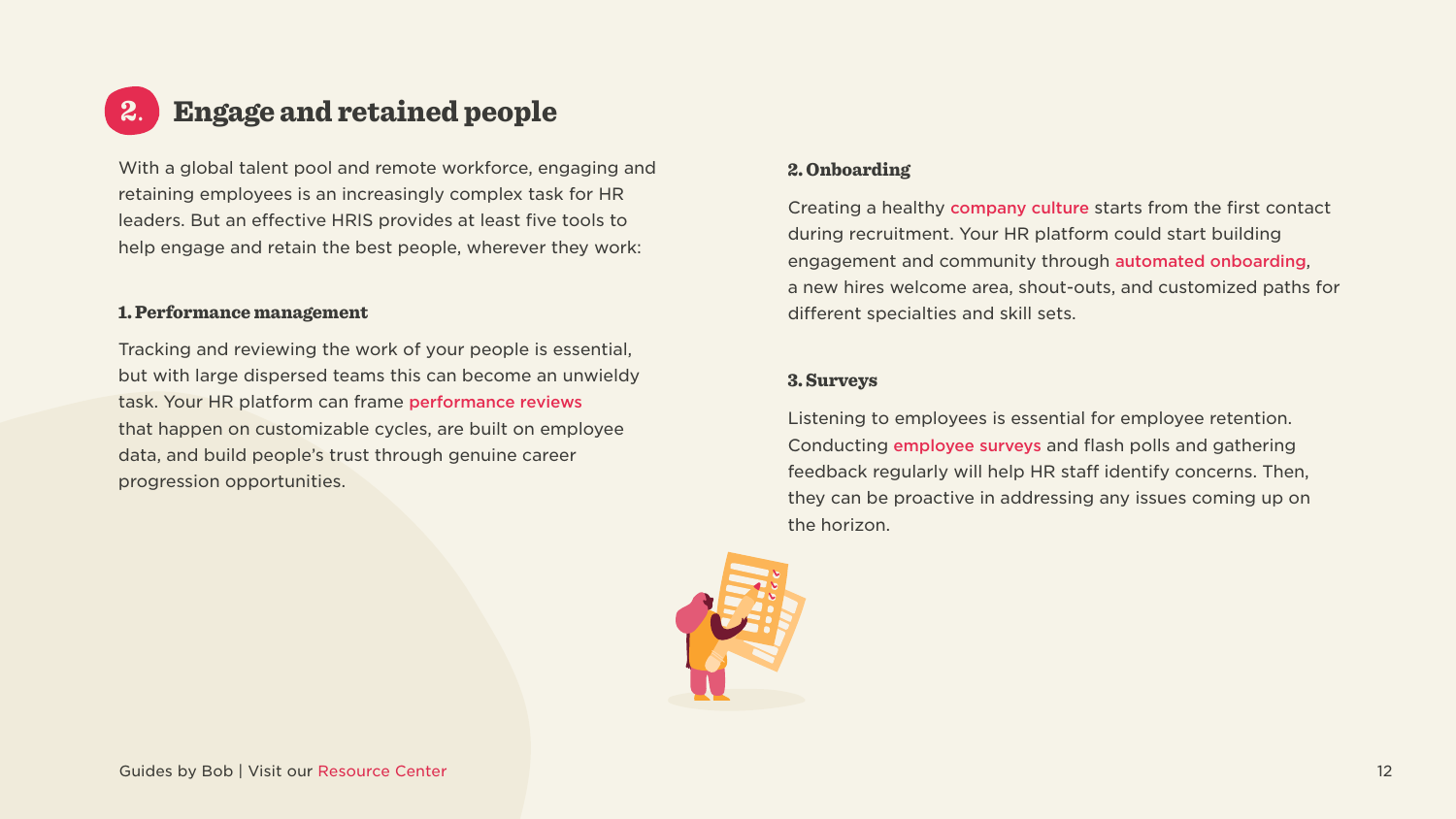## 2. Engage and retained people

With a global talent pool and remote workforce, engaging and retaining employees is an increasingly complex task for HR leaders. But an effective HRIS provides at least five tools to help engage and retain the best people, wherever they work:

### 1. Performance management

Tracking and reviewing the work of your people is essential, but with large dispersed teams this can become an unwieldy task. Your HR platform can frame performance reviews that happen on customizable cycles, are built on employee data, and build people's trust through genuine career progression opportunities.

### 2. Onboarding

Creating a healthy company culture starts from the first contact during recruitment. Your HR platform could start building engagement and community through automated onboarding, a new hires welcome area, shout-outs, and customized paths for different specialties and skill sets.

### 3. Surveys

Listening to employees is essential for employee retention. Conducting employee surveys and flash polls and gathering feedback regularly will help HR staff identify concerns. Then, they can be proactive in addressing any issues coming up on the horizon.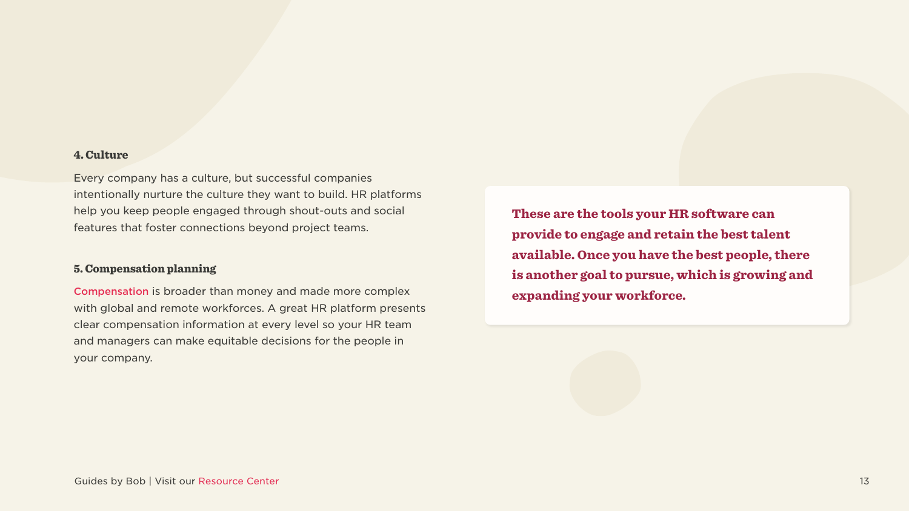### 4. Culture

Every company has a culture, but successful companies intentionally nurture the culture they want to build. HR platforms help you keep people engaged through shout-outs and social features that foster connections beyond project teams.

### 5. Compensation planning

Compensation is broader than money and made more complex with global and remote workforces. A great HR platform presents clear compensation information at every level so your HR team and managers can make equitable decisions for the people in your company.

**These are the tools your HR software can provide to engage and retain the best talent available. Once you have the best people, there is another goal to pursue, which is growing and expanding your workforce.**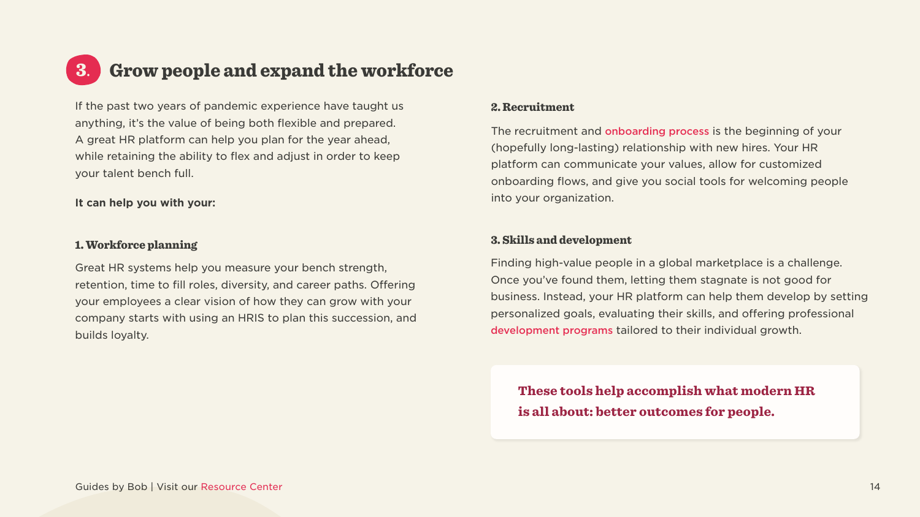## 3. Grow people and expand the workforce

If the past two years of pandemic experience have taught us anything, it's the value of being both flexible and prepared. A great HR platform can help you plan for the year ahead, while retaining the ability to flex and adjust in order to keep your talent bench full.

**It can help you with your:**

### 1. Workforce planning

Great HR systems help you measure your bench strength, retention, time to fill roles, diversity, and career paths. Offering your employees a clear vision of how they can grow with your company starts with using an HRIS to plan this succession, and builds loyalty.

### 2. Recruitment

The recruitment and onboarding process is the beginning of your (hopefully long-lasting) relationship with new hires. Your HR platform can communicate your values, allow for customized onboarding flows, and give you social tools for welcoming people into your organization.

### 3. Skills and development

Finding high-value people in a global marketplace is a challenge. Once you've found them, letting them stagnate is not good for business. Instead, your HR platform can help them develop by setting personalized goals, evaluating their skills, and offering professional development programs tailored to their individual growth.

> **These tools help accomplish what modern HR is all about: better outcomes for people.**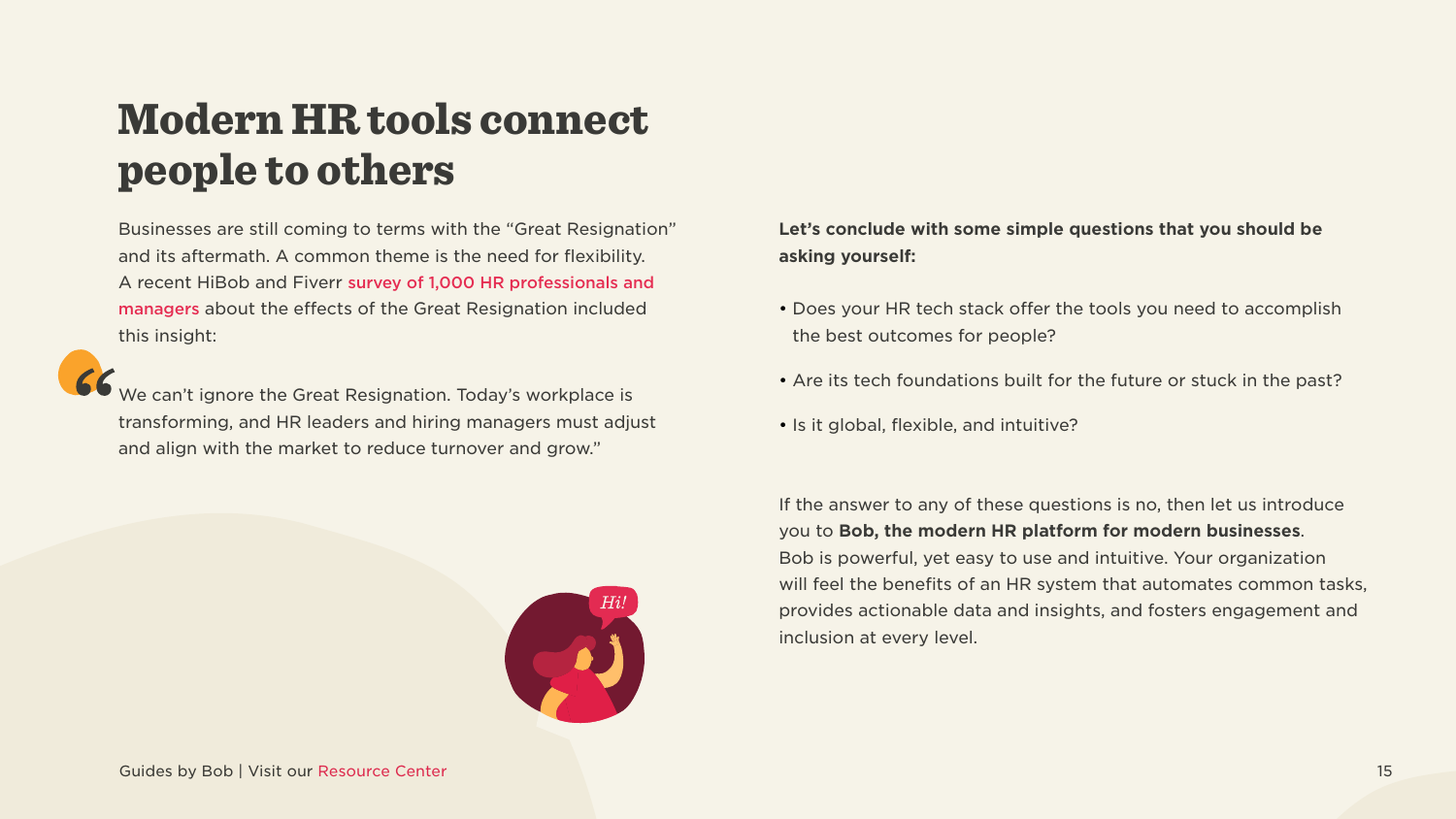# Modern HR tools connect people to others

Businesses are still coming to terms with the "Great Resignation" and its aftermath. A common theme is the need for flexibility. A recent HiBob and Fiverr survey of 1,000 HR professionals and managers about the effects of the Great Resignation included this insight:

> "We can't ignore the Great Resignation. Today's workplace is transforming, and HR leaders and hiring managers must adjust and align with the market to reduce turnover and grow."

**Let's conclude with some simple questions that you should be asking yourself:**

- Does your HR tech stack offer the tools you need to accomplish the best outcomes for people?
- Are its tech foundations built for the future or stuck in the past?
- Is it global, flexible, and intuitive?

If the answer to any of these questions is no, then let us introduce you to **Bob, the modern HR platform for modern businesses**. Bob is powerful, yet easy to use and intuitive. Your organization will feel the benefits of an HR system that automates common tasks, provides actionable data and insights, and fosters engagement and inclusion at every level.

Guides by Bob | Visit our Resource Center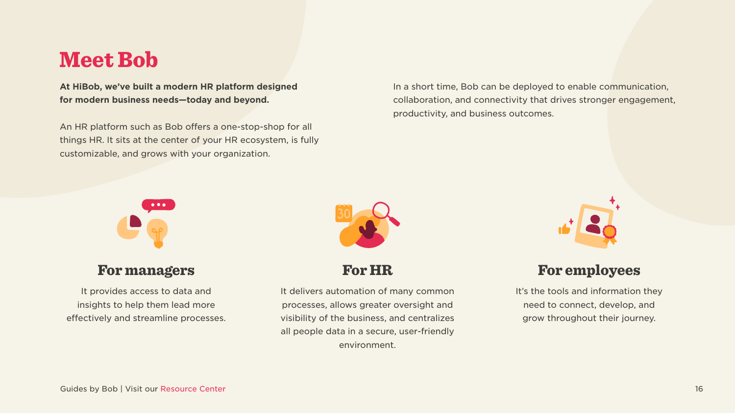# Meet Bob

**At HiBob, we've built a modern HR platform designed for modern business needs—today and beyond.**

An HR platform such as Bob offers a one-stop-shop for all things HR. It sits at the center of your HR ecosystem, is fully customizable, and grows with your organization.

In a short time, Bob can be deployed to enable communication, collaboration, and connectivity that drives stronger engagement, productivity, and business outcomes.

## For managers

It provides access to data and insights to help them lead more effectively and streamline processes.

## For HR

It delivers automation of many common processes, allows greater oversight and visibility of the business, and centralizes all people data in a secure, user-friendly environment.

## For employees

It's the tools and information they need to connect, develop, and grow throughout their journey.

Guides by Bob | Visit our Resource Center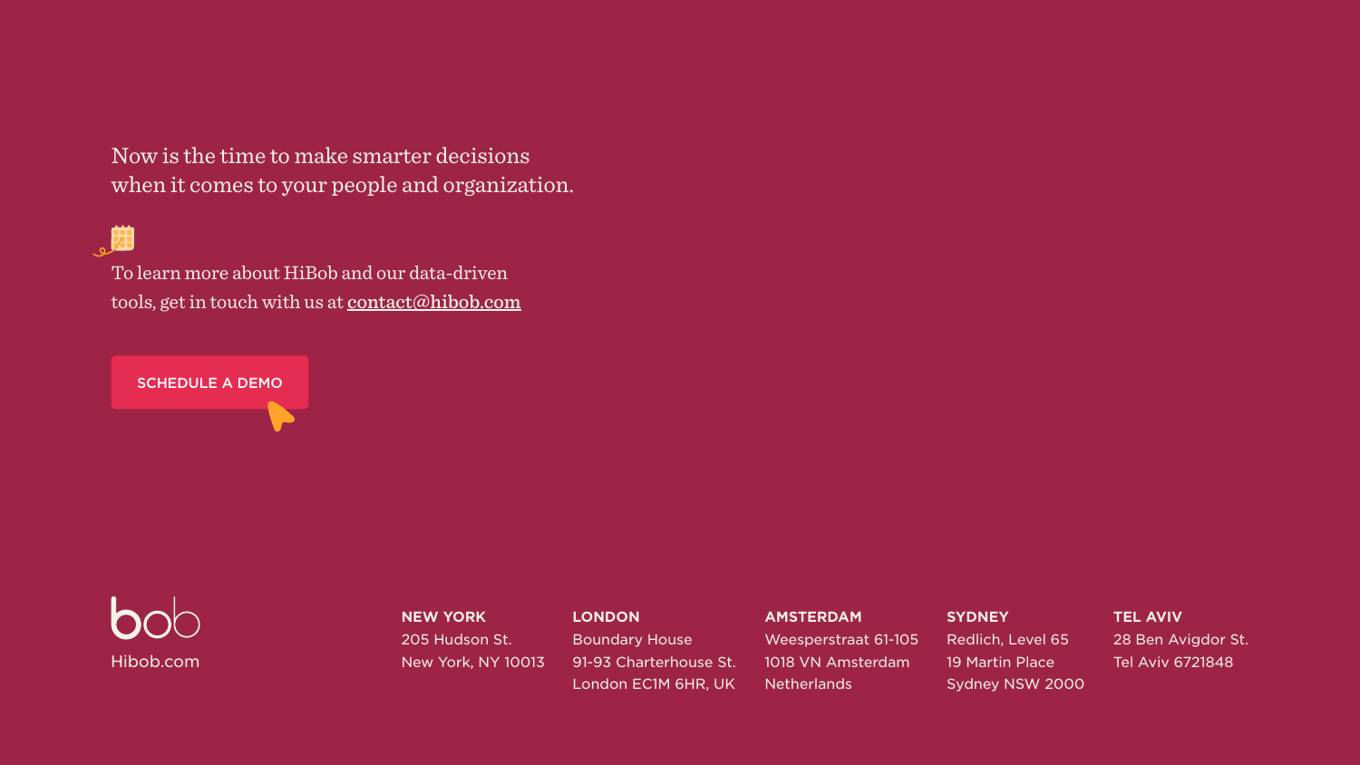Now is the time to make smarter decisions when it comes to your people and organization.

To learn more about HiBob and our data-driven tools, get in touch with us at contact@hibob.com

SCHEDULE A DEMO

bob

Hibob.com

**NEW YORK**
205 Hudson St.
New York, NY 10013

**LONDON**
Boundary House
91-93 Charterhouse St.
London EC1M 6HR, UK

**AMSTERDAM**
Weesperstraat 61-105
1018 VN Amsterdam
Netherlands

**SYDNEY**
Redlich, Level 65
19 Martin Place
Sydney NSW 2000

**TEL AVIV**
28 Ben Avigdor St.
Tel Aviv 6721848